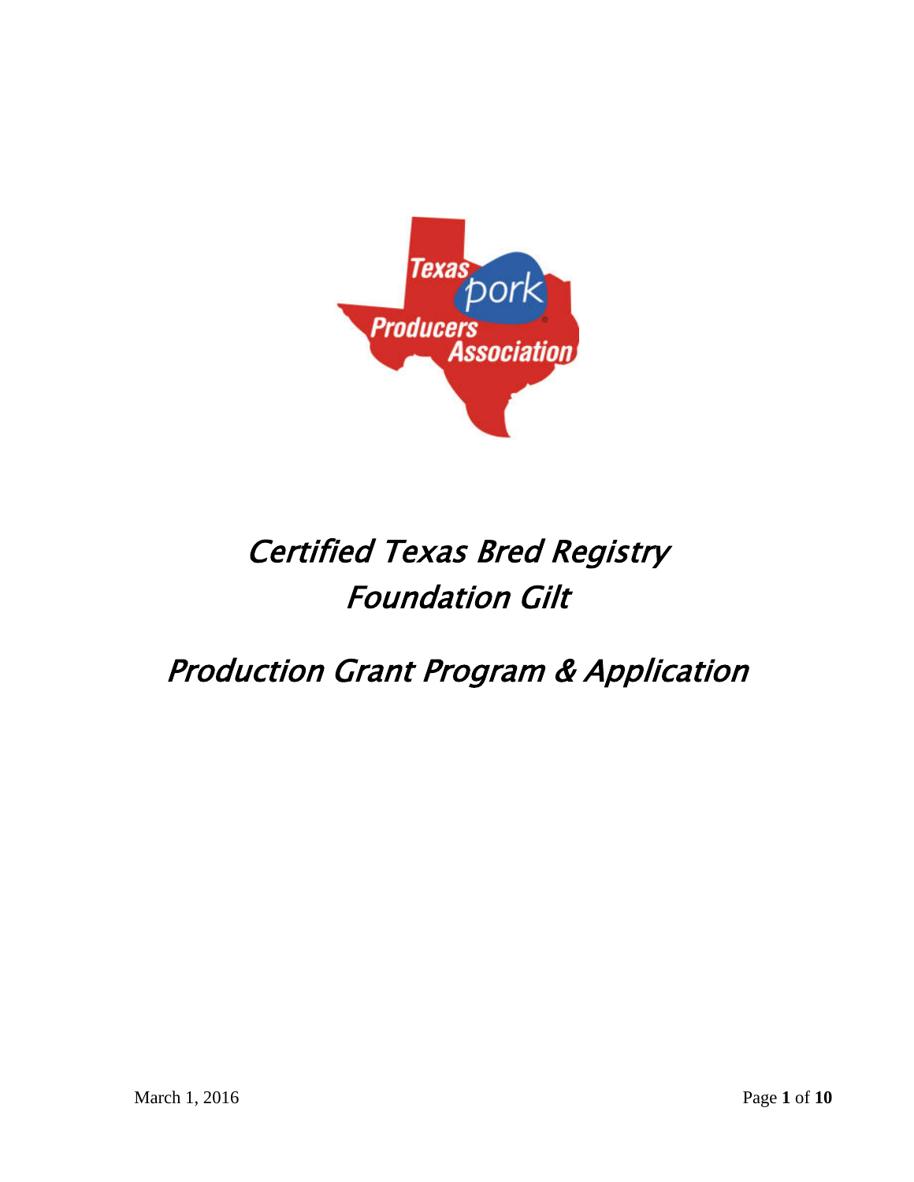# *Certified Texas Bred Registry*
# *Foundation Gilt*

# *Production Grant Program & Application*

March 1, 2016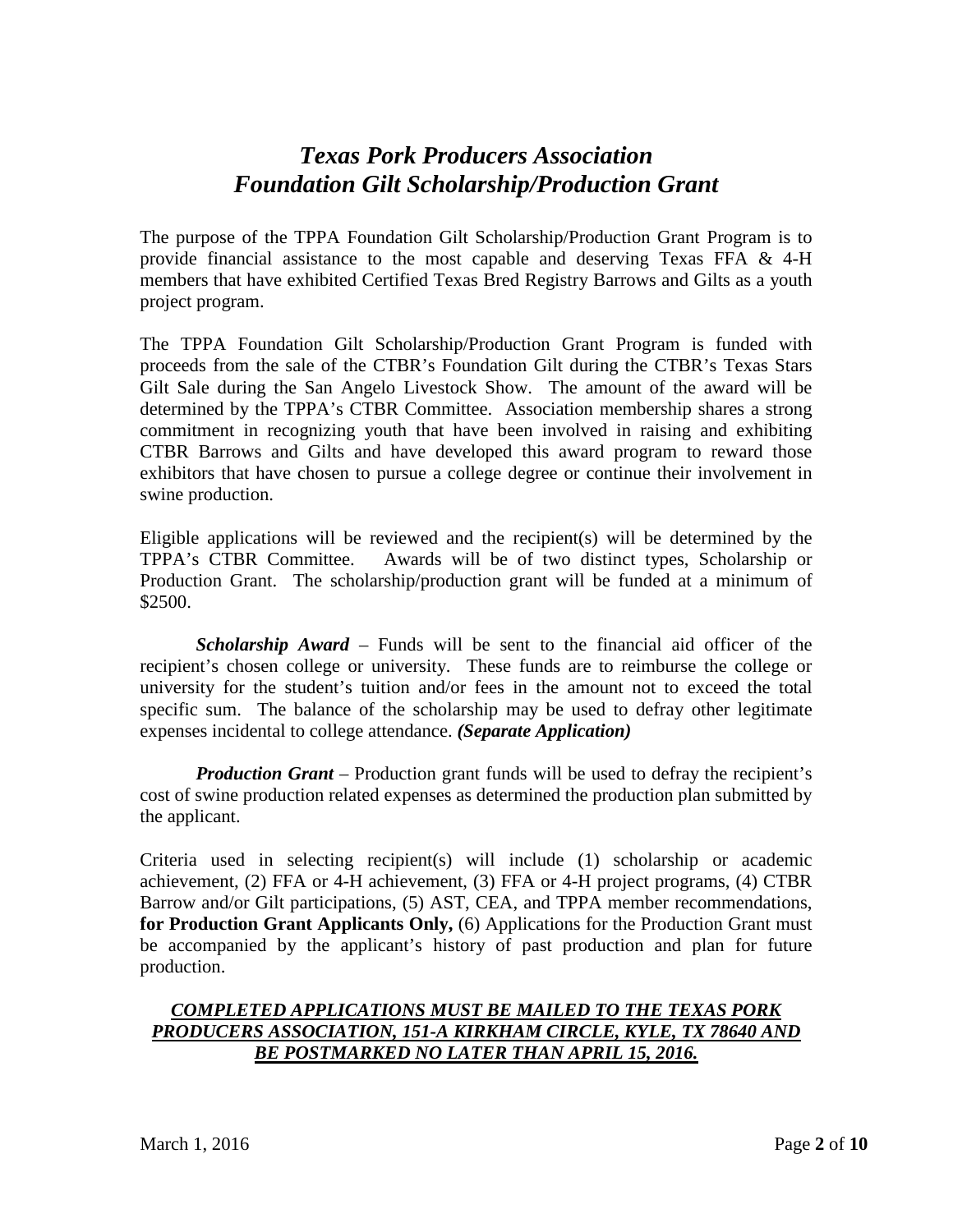# *Texas Pork Producers Association Foundation Gilt Scholarship/Production Grant*

The purpose of the TPPA Foundation Gilt Scholarship/Production Grant Program is to provide financial assistance to the most capable and deserving Texas FFA & 4-H members that have exhibited Certified Texas Bred Registry Barrows and Gilts as a youth project program.

The TPPA Foundation Gilt Scholarship/Production Grant Program is funded with proceeds from the sale of the CTBR's Foundation Gilt during the CTBR's Texas Stars Gilt Sale during the San Angelo Livestock Show. The amount of the award will be determined by the TPPA's CTBR Committee. Association membership shares a strong commitment in recognizing youth that have been involved in raising and exhibiting CTBR Barrows and Gilts and have developed this award program to reward those exhibitors that have chosen to pursue a college degree or continue their involvement in swine production.

Eligible applications will be reviewed and the recipient(s) will be determined by the TPPA's CTBR Committee. Awards will be of two distinct types, Scholarship or Production Grant. The scholarship/production grant will be funded at a minimum of $2500.

***Scholarship Award*** – Funds will be sent to the financial aid officer of the recipient's chosen college or university. These funds are to reimburse the college or university for the student's tuition and/or fees in the amount not to exceed the total specific sum. The balance of the scholarship may be used to defray other legitimate expenses incidental to college attendance. ***(Separate Application)***

***Production Grant*** – Production grant funds will be used to defray the recipient's cost of swine production related expenses as determined the production plan submitted by the applicant.

Criteria used in selecting recipient(s) will include (1) scholarship or academic achievement, (2) FFA or 4-H achievement, (3) FFA or 4-H project programs, (4) CTBR Barrow and/or Gilt participations, (5) AST, CEA, and TPPA member recommendations, **for Production Grant Applicants Only,** (6) Applications for the Production Grant must be accompanied by the applicant's history of past production and plan for future production.

***COMPLETED APPLICATIONS MUST BE MAILED TO THE TEXAS PORK PRODUCERS ASSOCIATION, 151-A KIRKHAM CIRCLE, KYLE, TX 78640 AND BE POSTMARKED NO LATER THAN APRIL 15, 2016.***

March 1, 2016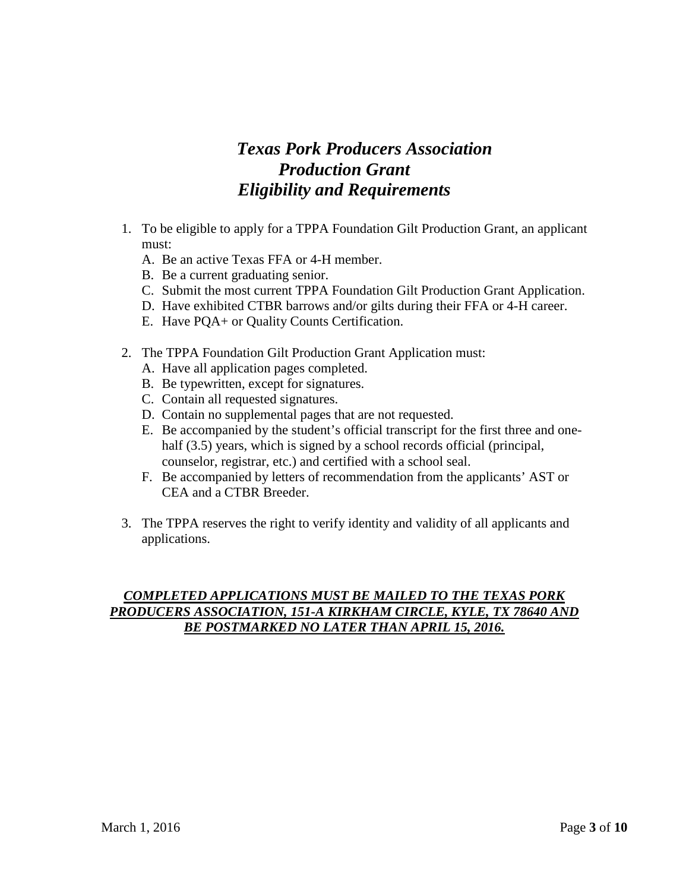# *Texas Pork Producers Association*
# *Production Grant*
# *Eligibility and Requirements*

1. To be eligible to apply for a TPPA Foundation Gilt Production Grant, an applicant must:
   - A. Be an active Texas FFA or 4-H member.
   - B. Be a current graduating senior.
   - C. Submit the most current TPPA Foundation Gilt Production Grant Application.
   - D. Have exhibited CTBR barrows and/or gilts during their FFA or 4-H career.
   - E. Have PQA+ or Quality Counts Certification.

2. The TPPA Foundation Gilt Production Grant Application must:
   - A. Have all application pages completed.
   - B. Be typewritten, except for signatures.
   - C. Contain all requested signatures.
   - D. Contain no supplemental pages that are not requested.
   - E. Be accompanied by the student's official transcript for the first three and one-half (3.5) years, which is signed by a school records official (principal, counselor, registrar, etc.) and certified with a school seal.
   - F. Be accompanied by letters of recommendation from the applicants' AST or CEA and a CTBR Breeder.

3. The TPPA reserves the right to verify identity and validity of all applicants and applications.

***<u>COMPLETED APPLICATIONS MUST BE MAILED TO THE TEXAS PORK PRODUCERS ASSOCIATION, 151-A KIRKHAM CIRCLE, KYLE, TX 78640 AND BE POSTMARKED NO LATER THAN APRIL 15, 2016.</u>***

March 1, 2016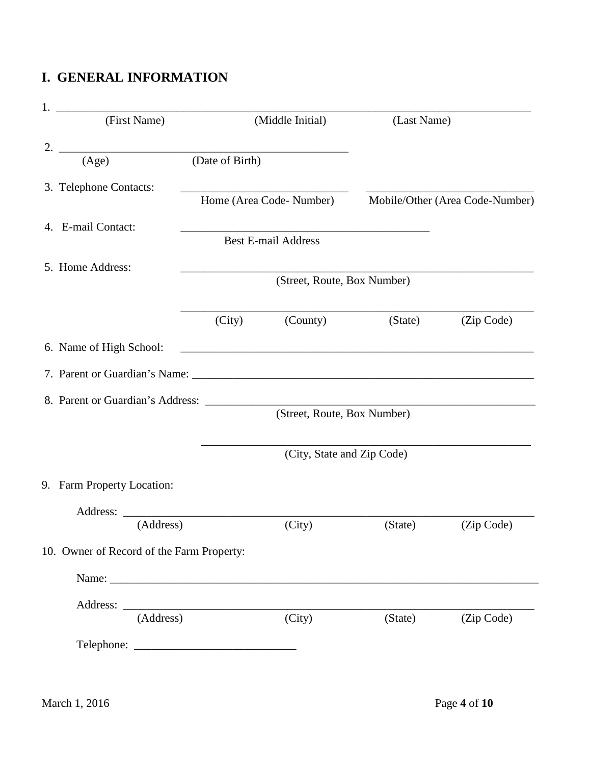## I. GENERAL INFORMATION

1. ______________________________________________________________________
(First Name) (Middle Initial) (Last Name)

2. ____________________________________________
(Age) (Date of Birth)

3. Telephone Contacts: ________________________ ________________________
Home (Area Code- Number) Mobile/Other (Area Code-Number)

4. E-mail Contact: ____________________________________
Best E-mail Address

5. Home Address: ____________________________________________________
(Street, Route, Box Number)

____________________________________________________
(City) (County) (State) (Zip Code)

6. Name of High School: ____________________________________________________

7. Parent or Guardian's Name: ______________________________________________

8. Parent or Guardian's Address: ____________________________________________
(Street, Route, Box Number)

____________________________________________
(City, State and Zip Code)

9. Farm Property Location:

Address: ____________________________________________________________
(Address) (City) (State) (Zip Code)

10. Owner of Record of the Farm Property:

Name: ______________________________________________________________

Address: ____________________________________________________________
(Address) (City) (State) (Zip Code)

Telephone: ______________________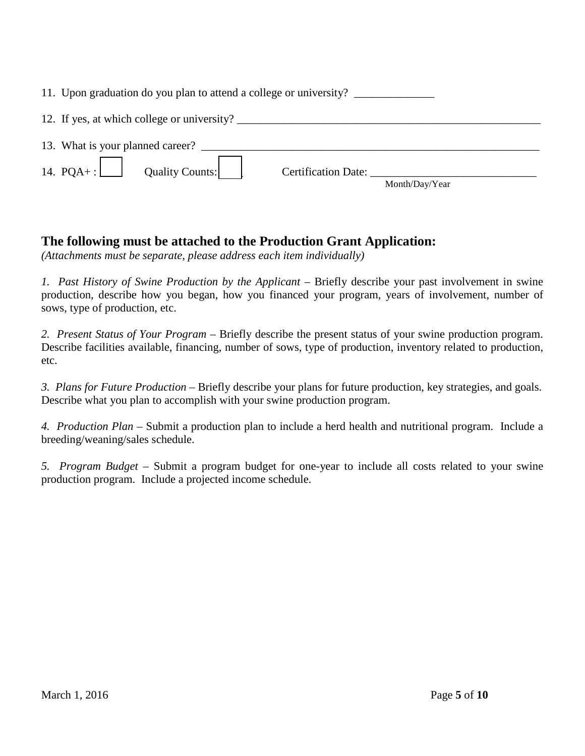11. Upon graduation do you plan to attend a college or university? ______________

12. If yes, at which college or university? ________________________________________________________

13. What is your planned career? ______________________________________________________________

14. PQA+ : ☐ Quality Counts: ☐ Certification Date: ______________________________
Month/Day/Year

## The following must be attached to the Production Grant Application:

*(Attachments must be separate, please address each item individually)*

*1. Past History of Swine Production by the Applicant* – Briefly describe your past involvement in swine production, describe how you began, how you financed your program, years of involvement, number of sows, type of production, etc.

*2. Present Status of Your Program* – Briefly describe the present status of your swine production program. Describe facilities available, financing, number of sows, type of production, inventory related to production, etc.

*3. Plans for Future Production* – Briefly describe your plans for future production, key strategies, and goals. Describe what you plan to accomplish with your swine production program.

*4. Production Plan* – Submit a production plan to include a herd health and nutritional program. Include a breeding/weaning/sales schedule.

*5. Program Budget* – Submit a program budget for one-year to include all costs related to your swine production program. Include a projected income schedule.

March 1, 2016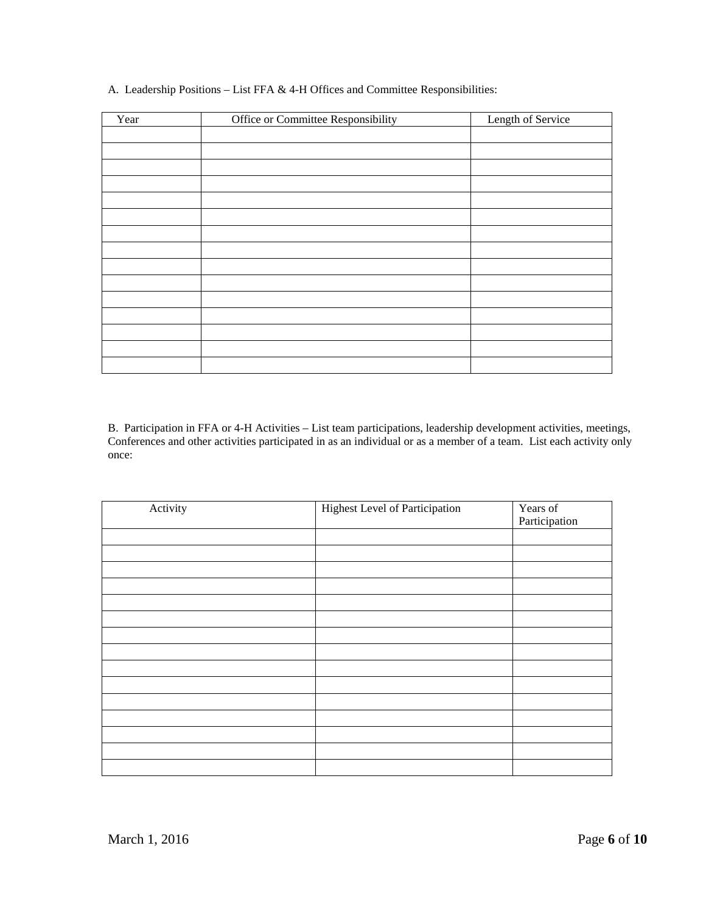A. Leadership Positions – List FFA & 4-H Offices and Committee Responsibilities:

| Year | Office or Committee Responsibility | Length of Service |
|---|---|---|
| | | |
| | | |
| | | |
| | | |
| | | |
| | | |
| | | |
| | | |
| | | |
| | | |
| | | |
| | | |
| | | |
| | | |
| | | |

B. Participation in FFA or 4-H Activities – List team participations, leadership development activities, meetings, Conferences and other activities participated in as an individual or as a member of a team. List each activity only once:

| Activity | Highest Level of Participation | Years of Participation |
|---|---|---|
| | | |
| | | |
| | | |
| | | |
| | | |
| | | |
| | | |
| | | |
| | | |
| | | |
| | | |
| | | |
| | | |
| | | |
| | | |

March 1, 2016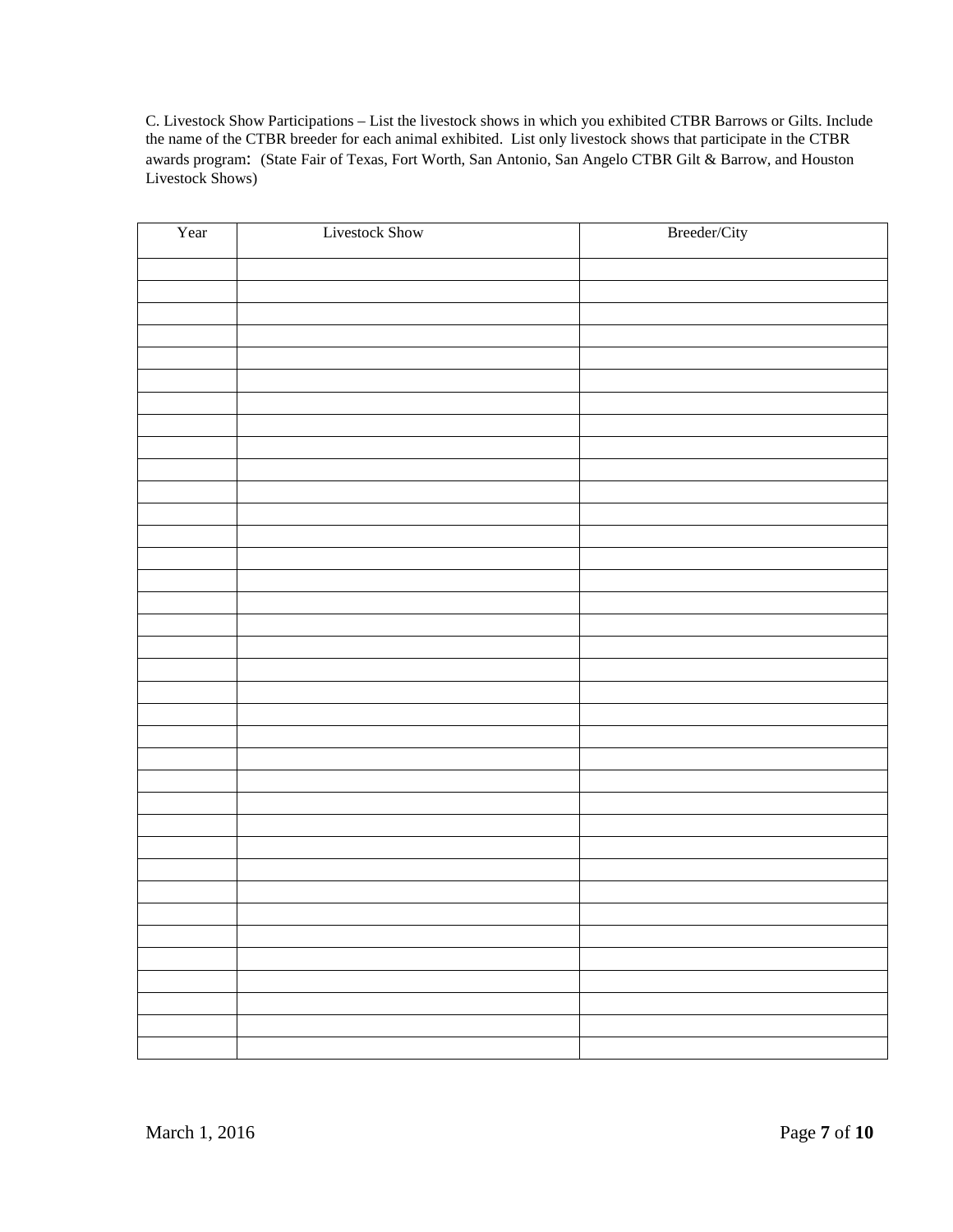C. Livestock Show Participations – List the livestock shows in which you exhibited CTBR Barrows or Gilts. Include the name of the CTBR breeder for each animal exhibited. List only livestock shows that participate in the CTBR awards program: (State Fair of Texas, Fort Worth, San Antonio, San Angelo CTBR Gilt & Barrow, and Houston Livestock Shows)

| Year | Livestock Show | Breeder/City |
|---|---|---|
| | | |
| | | |
| | | |
| | | |
| | | |
| | | |
| | | |
| | | |
| | | |
| | | |
| | | |
| | | |
| | | |
| | | |
| | | |
| | | |
| | | |
| | | |
| | | |
| | | |
| | | |
| | | |
| | | |
| | | |
| | | |
| | | |
| | | |
| | | |
| | | |
| | | |
| | | |
| | | |
| | | |
| | | |
| | | |
| | | |
| | | |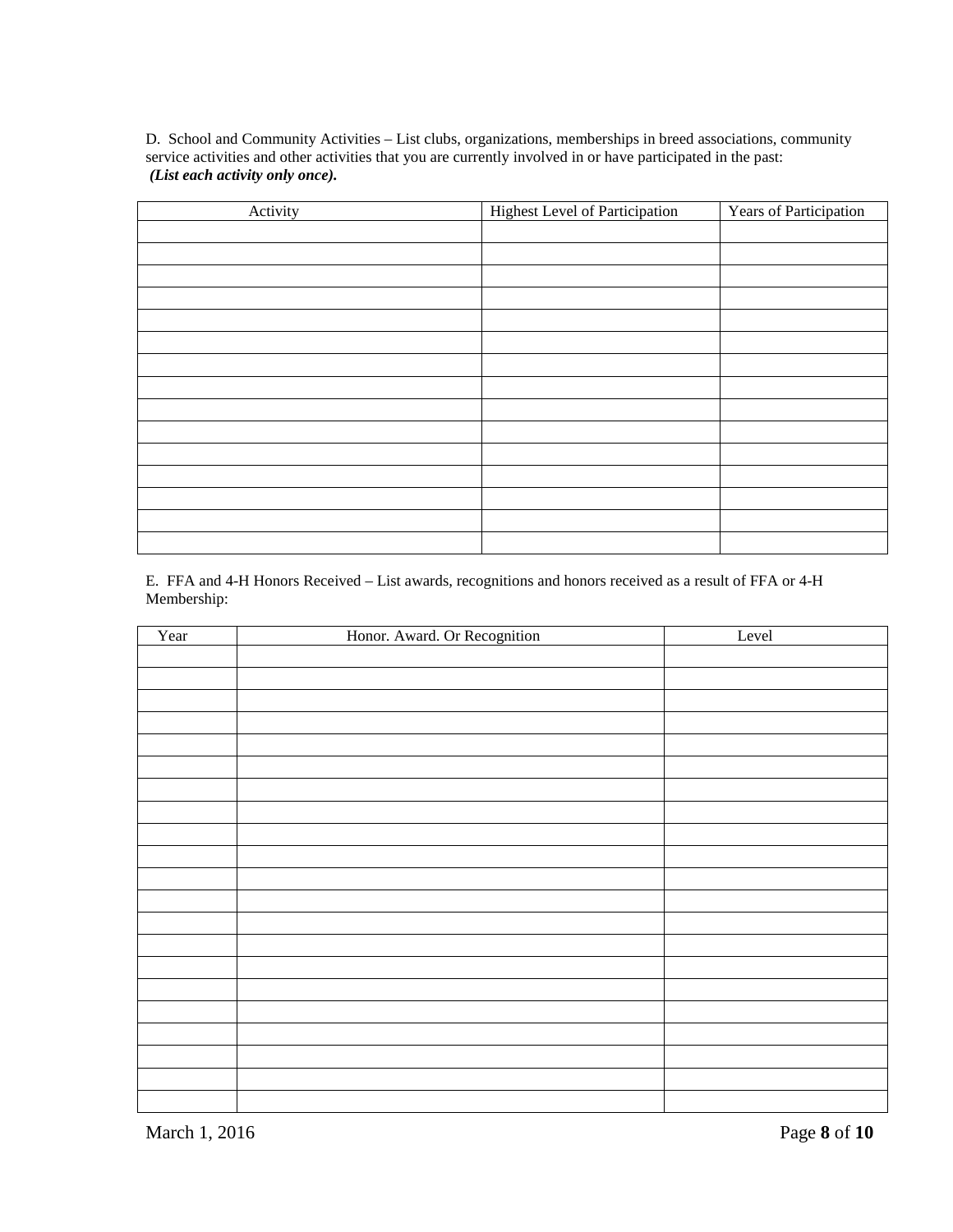D. School and Community Activities – List clubs, organizations, memberships in breed associations, community service activities and other activities that you are currently involved in or have participated in the past:
***(List each activity only once).***

| Activity | Highest Level of Participation | Years of Participation |
|---|---|---|
| | | |
| | | |
| | | |
| | | |
| | | |
| | | |
| | | |
| | | |
| | | |
| | | |
| | | |
| | | |
| | | |
| | | |
| | | |

E. FFA and 4-H Honors Received – List awards, recognitions and honors received as a result of FFA or 4-H Membership:

| Year | Honor. Award. Or Recognition | Level |
|---|---|---|
| | | |
| | | |
| | | |
| | | |
| | | |
| | | |
| | | |
| | | |
| | | |
| | | |
| | | |
| | | |
| | | |
| | | |
| | | |
| | | |
| | | |
| | | |
| | | |
| | | |
| | | |

March 1, 2016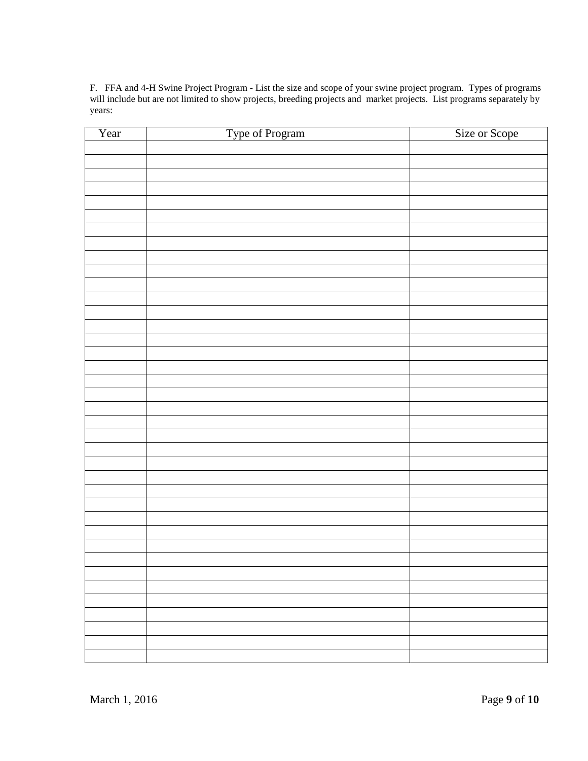F. FFA and 4-H Swine Project Program - List the size and scope of your swine project program. Types of programs will include but are not limited to show projects, breeding projects and market projects. List programs separately by years:

| Year | Type of Program | Size or Scope |
|---|---|---|
| | | |
| | | |
| | | |
| | | |
| | | |
| | | |
| | | |
| | | |
| | | |
| | | |
| | | |
| | | |
| | | |
| | | |
| | | |
| | | |
| | | |
| | | |
| | | |
| | | |
| | | |
| | | |
| | | |
| | | |
| | | |
| | | |
| | | |
| | | |
| | | |
| | | |
| | | |
| | | |
| | | |
| | | |
| | | |
| | | |
| | | |
| | | |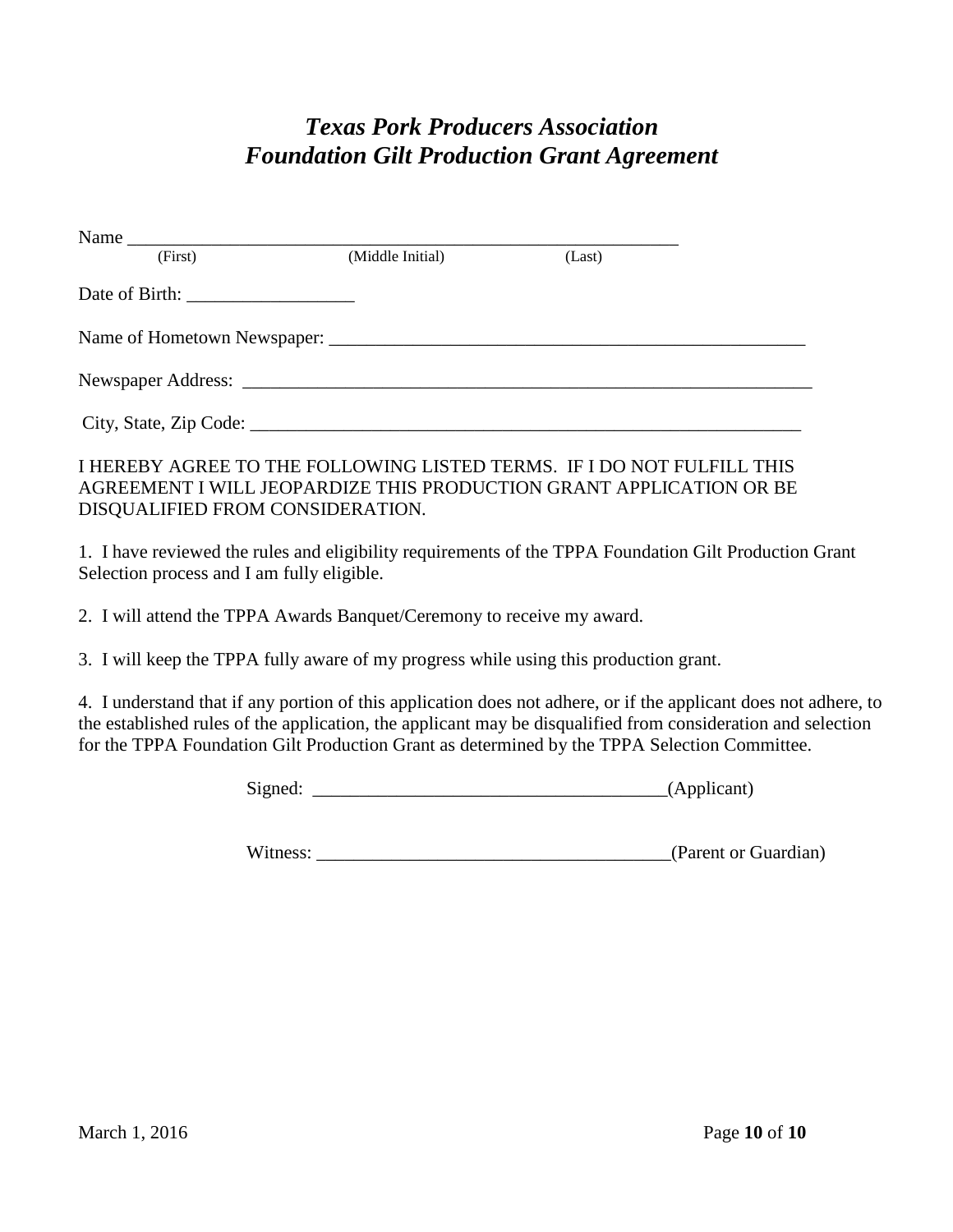# *Texas Pork Producers Association*
# *Foundation Gilt Production Grant Agreement*

Name ___________________________________________________________
(First) (Middle Initial) (Last)

Date of Birth: __________________

Name of Hometown Newspaper: ______________________________________________________

Newspaper Address: _______________________________________________________________

City, State, Zip Code: ______________________________________________________________

I HEREBY AGREE TO THE FOLLOWING LISTED TERMS. IF I DO NOT FULFILL THIS AGREEMENT I WILL JEOPARDIZE THIS PRODUCTION GRANT APPLICATION OR BE DISQUALIFIED FROM CONSIDERATION.

1. I have reviewed the rules and eligibility requirements of the TPPA Foundation Gilt Production Grant Selection process and I am fully eligible.

2. I will attend the TPPA Awards Banquet/Ceremony to receive my award.

3. I will keep the TPPA fully aware of my progress while using this production grant.

4. I understand that if any portion of this application does not adhere, or if the applicant does not adhere, to the established rules of the application, the applicant may be disqualified from consideration and selection for the TPPA Foundation Gilt Production Grant as determined by the TPPA Selection Committee.

Signed: _______________________________________(Applicant)

Witness: ______________________________________(Parent or Guardian)

March 1, 2016